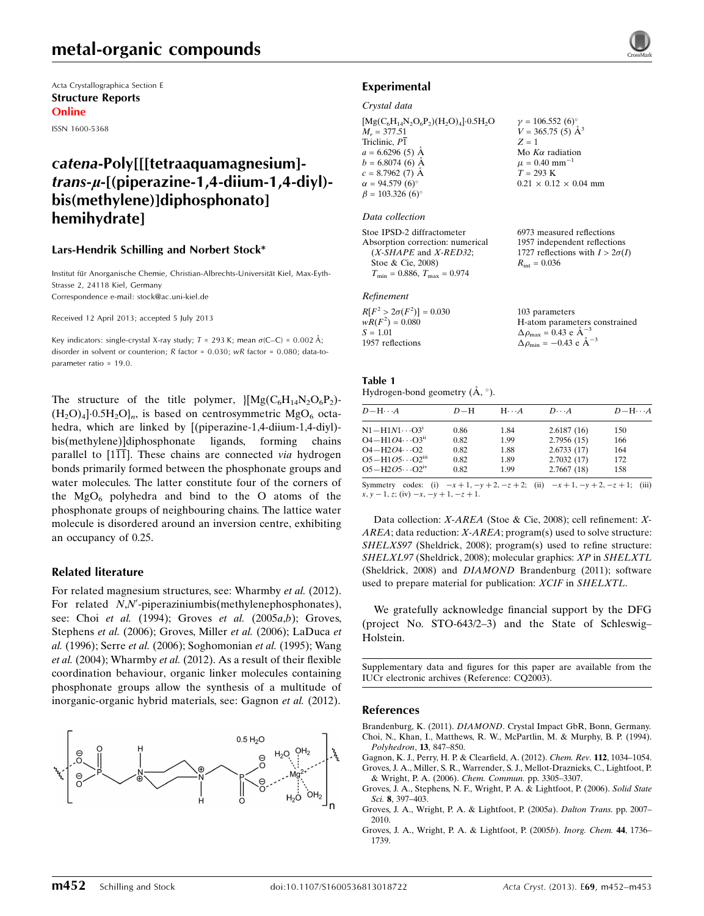# metal-organic compounds

Acta Crystallographica Section E
**Structure Reports**
**Online**

ISSN 1600-5368

## *catena*-Poly[[[tetraaquamagnesium]-*trans*-$\mu$-[(piperazine-1,4-diium-1,4-diyl)-bis(methylene)]diphosphonato] hemihydrate]

**Lars-Hendrik Schilling and Norbert Stock***

Institut für Anorganische Chemie, Christian-Albrechts-Universität Kiel, Max-Eyth-Strasse 2, 24118 Kiel, Germany
Correspondence e-mail: stock@ac.uni-kiel.de

Received 12 April 2013; accepted 5 July 2013

Key indicators: single-crystal X-ray study; $T$ = 293 K; mean $\sigma$(C–C) = 0.002 Å; disorder in solvent or counterion; $R$ factor = 0.030; $wR$ factor = 0.080; data-to-parameter ratio = 19.0.

The structure of the title polymer, $\{[Mg(C_6H_{14}N_2O_6P_2)(H_2O)_4]\cdot 0.5H_2O\}_n$, is based on centrosymmetric $MgO_6$ octahedra, which are linked by [(piperazine-1,4-diium-1,4-diyl)-bis(methylene)]diphosphonate ligands, forming chains parallel to [1$\overline{1}\overline{1}$]. These chains are connected *via* hydrogen bonds primarily formed between the phosphonate groups and water molecules. The latter constitute four of the corners of the $MgO_6$ polyhedra and bind to the O atoms of the phosphonate groups of neighbouring chains. The lattice water molecule is disordered around an inversion centre, exhibiting an occupancy of 0.25.

### Related literature

For related magnesium structures, see: Wharmby *et al.* (2012). For related *N*,*N*′-piperaziniumbis(methylenephosphonates), see: Choi *et al.* (1994); Groves *et al.* (2005*a*,*b*); Groves, Stephens *et al.* (2006); Groves, Miller *et al.* (2006); LaDuca *et al.* (1996); Serre *et al.* (2006); Soghomonian *et al.* (1995); Wang *et al.* (2004); Wharmby *et al.* (2012). As a result of their flexible coordination behaviour, organic linker molecules containing phosphonate groups allow the synthesis of a multitude of inorganic-organic hybrid materials, see: Gagnon *et al.* (2012).

## Experimental

### *Crystal data*

$[Mg(C_6H_{14}N_2O_6P_2)(H_2O)_4]\cdot 0.5H_2O$
$M_r$ = 377.51
Triclinic, $P\overline{1}$
$a$ = 6.6296 (5) Å
$b$ = 6.8074 (6) Å
$c$ = 8.7962 (7) Å
$\alpha$ = 94.579 (6)°
$\beta$ = 103.326 (6)°
$\gamma$ = 106.552 (6)°
$V$ = 365.75 (5) Å$^3$
$Z$ = 1
Mo $K\alpha$ radiation
$\mu$ = 0.40 mm$^{-1}$
$T$ = 293 K
0.21 × 0.12 × 0.04 mm

### *Data collection*

Stoe IPSD-2 diffractometer
Absorption correction: numerical (*X-SHAPE* and *X-RED32*; Stoe & Cie, 2008)
$T_{min}$ = 0.886, $T_{max}$ = 0.974
6973 measured reflections
1957 independent reflections
1727 reflections with $I > 2\sigma(I)$
$R_{int}$ = 0.036

### *Refinement*

$R[F^2 > 2\sigma(F^2)]$ = 0.030
$wR(F^2)$ = 0.080
$S$ = 1.01
1957 reflections
103 parameters
H-atom parameters constrained
$\Delta\rho_{max}$ = 0.43 e Å$^{-3}$
$\Delta\rho_{min}$ = −0.43 e Å$^{-3}$

**Table 1**
Hydrogen-bond geometry (Å, °).

| $D$—H···$A$ | $D$—H | H···$A$ | $D$···$A$ | $D$—H···$A$ |
|---|---|---|---|---|
| N1—H1*N*1···O3$^{i}$ | 0.86 | 1.84 | 2.6187 (16) | 150 |
| O4—H1*O*4···O3$^{ii}$ | 0.82 | 1.99 | 2.7956 (15) | 166 |
| O4—H2*O*4···O2 | 0.82 | 1.88 | 2.6733 (17) | 164 |
| O5—H1*O*5···O2$^{iii}$ | 0.82 | 1.89 | 2.7032 (17) | 172 |
| O5—H2*O*5···O2$^{iv}$ | 0.82 | 1.99 | 2.7667 (18) | 158 |

Symmetry codes: (i) $-x+1, -y+2, -z+2$; (ii) $-x+1, -y+2, -z+1$; (iii) $x, y-1, z$; (iv) $-x, -y+1, -z+1$.

Data collection: *X-AREA* (Stoe & Cie, 2008); cell refinement: *X-AREA*; data reduction: *X-AREA*; program(s) used to solve structure: *SHELXS97* (Sheldrick, 2008); program(s) used to refine structure: *SHELXL97* (Sheldrick, 2008); molecular graphics: *XP* in *SHELXTL* (Sheldrick, 2008) and *DIAMOND* Brandenburg (2011); software used to prepare material for publication: *XCIF* in *SHELXTL*.

We gratefully acknowledge financial support by the DFG (project No. STO-643/2–3) and the State of Schleswig–Holstein.

Supplementary data and figures for this paper are available from the IUCr electronic archives (Reference: CQ2003).

### References

Brandenburg, K. (2011). *DIAMOND*. Crystal Impact GbR, Bonn, Germany.
Choi, N., Khan, I., Matthews, R. W., McPartlin, M. & Murphy, B. P. (1994). *Polyhedron*, **13**, 847–850.
Gagnon, K. J., Perry, H. P. & Clearfield, A. (2012). *Chem. Rev.* **112**, 1034–1054.
Groves, J. A., Miller, S. R., Warrender, S. J., Mellot-Draznieks, C., Lightfoot, P. & Wright, P. A. (2006). *Chem. Commun.* pp. 3305–3307.
Groves, J. A., Stephens, N. F., Wright, P. A. & Lightfoot, P. (2006). *Solid State Sci.* **8**, 397–403.
Groves, J. A., Wright, P. A. & Lightfoot, P. (2005*a*). *Dalton Trans.* pp. 2007–2010.
Groves, J. A., Wright, P. A. & Lightfoot, P. (2005*b*). *Inorg. Chem.* **44**, 1736–1739.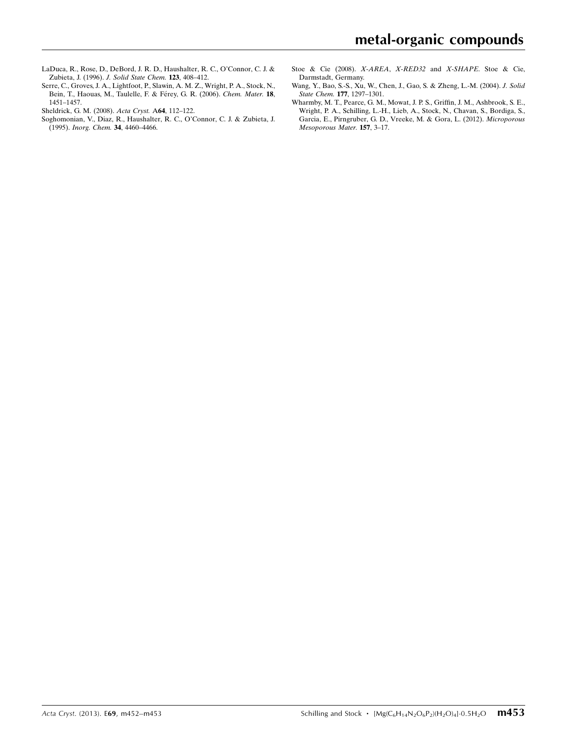LaDuca, R., Rose, D., DeBord, J. R. D., Haushalter, R. C., O'Connor, C. J. & Zubieta, J. (1996). *J. Solid State Chem.* **123**, 408–412.

Serre, C., Groves, J. A., Lightfoot, P., Slawin, A. M. Z., Wright, P. A., Stock, N., Bein, T., Haouas, M., Taulelle, F. & Férey, G. R. (2006). *Chem. Mater.* **18**, 1451–1457.

Sheldrick, G. M. (2008). *Acta Cryst.* A**64**, 112–122.

Soghomonian, V., Diaz, R., Haushalter, R. C., O'Connor, C. J. & Zubieta, J. (1995). *Inorg. Chem.* **34**, 4460–4466.

Stoe & Cie (2008). *X-AREA*, *X-RED32* and *X-SHAPE*. Stoe & Cie, Darmstadt, Germany.

Wang, Y., Bao, S.-S., Xu, W., Chen, J., Gao, S. & Zheng, L.-M. (2004). *J. Solid State Chem.* **177**, 1297–1301.

Wharmby, M. T., Pearce, G. M., Mowat, J. P. S., Griffin, J. M., Ashbrook, S. E., Wright, P. A., Schilling, L.-H., Lieb, A., Stock, N., Chavan, S., Bordiga, S., Garcia, E., Pirngruber, G. D., Vreeke, M. & Gora, L. (2012). *Microporous Mesoporous Mater.* **157**, 3–17.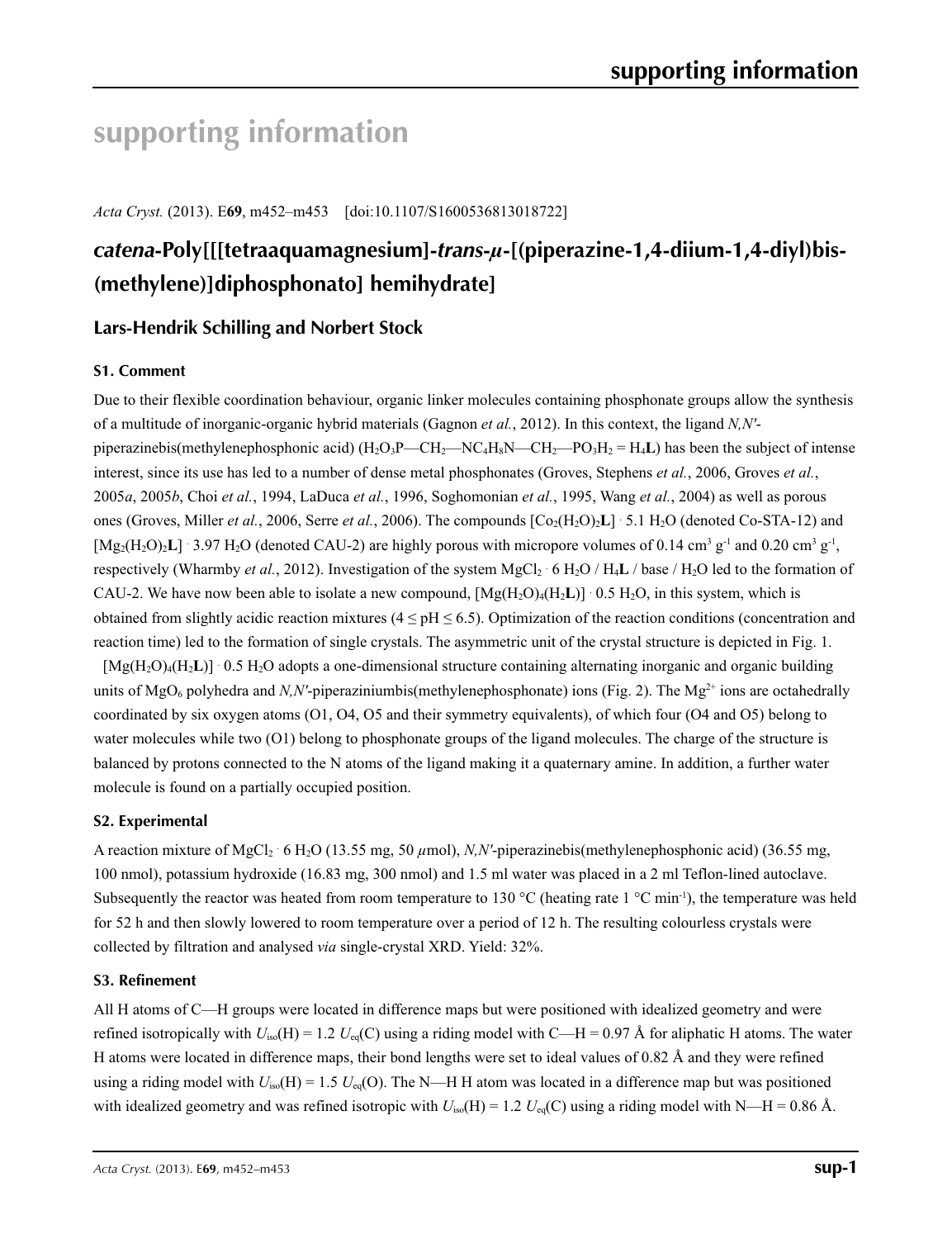# supporting information

*Acta Cryst.* (2013). E**69**, m452–m453 [doi:10.1107/S1600536813018722]

## *catena*-Poly[[[tetraaquamagnesium]-*trans*-*μ*-[(piperazine-1,4-diium-1,4-diyl)bis-(methylene)]diphosphonato] hemihydrate]

### Lars-Hendrik Schilling and Norbert Stock

### S1. Comment

Due to their flexible coordination behaviour, organic linker molecules containing phosphonate groups allow the synthesis of a multitude of inorganic-organic hybrid materials (Gagnon *et al.*, 2012). In this context, the ligand *N,N'*-piperazinebis(methylenephosphonic acid) ($H_2O_3P—CH_2—NC_4H_8N—CH_2—PO_3H_2$ = $H_4$**L**) has been the subject of intense interest, since its use has led to a number of dense metal phosphonates (Groves, Stephens *et al.*, 2006, Groves *et al.*, 2005*a*, 2005*b*, Choi *et al.*, 1994, LaDuca *et al.*, 1996, Soghomonian *et al.*, 1995, Wang *et al.*, 2004) as well as porous ones (Groves, Miller *et al.*, 2006, Serre *et al.*, 2006). The compounds [$Co_2(H_2O)_2$**L**] · 5.1 $H_2O$ (denoted Co-STA-12) and [$Mg_2(H_2O)_2$**L**] · 3.97 $H_2O$ (denoted CAU-2) are highly porous with micropore volumes of 0.14 $cm^3$ $g^{-1}$ and 0.20 $cm^3$ $g^{-1}$, respectively (Wharmby *et al.*, 2012). Investigation of the system $MgCl_2$ · 6 $H_2O$ / $H_4$**L** / base / $H_2O$ led to the formation of CAU-2. We have now been able to isolate a new compound, [$Mg(H_2O)_4(H_2$**L**)] · 0.5 $H_2O$, in this system, which is obtained from slightly acidic reaction mixtures (4 ≤ pH ≤ 6.5). Optimization of the reaction conditions (concentration and reaction time) led to the formation of single crystals. The asymmetric unit of the crystal structure is depicted in Fig. 1.

[$Mg(H_2O)_4(H_2$**L**)] · 0.5 $H_2O$ adopts a one-dimensional structure containing alternating inorganic and organic building units of $MgO_6$ polyhedra and *N,N'*-piperaziniumbis(methylenephosphonate) ions (Fig. 2). The $Mg^{2+}$ ions are octahedrally coordinated by six oxygen atoms (O1, O4, O5 and their symmetry equivalents), of which four (O4 and O5) belong to water molecules while two (O1) belong to phosphonate groups of the ligand molecules. The charge of the structure is balanced by protons connected to the N atoms of the ligand making it a quaternary amine. In addition, a further water molecule is found on a partially occupied position.

### S2. Experimental

A reaction mixture of $MgCl_2$ · 6 $H_2O$ (13.55 mg, 50 *μ*mol), *N,N'*-piperazinebis(methylenephosphonic acid) (36.55 mg, 100 nmol), potassium hydroxide (16.83 mg, 300 nmol) and 1.5 ml water was placed in a 2 ml Teflon-lined autoclave. Subsequently the reactor was heated from room temperature to 130 °C (heating rate 1 °C $min^{-1}$), the temperature was held for 52 h and then slowly lowered to room temperature over a period of 12 h. The resulting colourless crystals were collected by filtration and analysed *via* single-crystal XRD. Yield: 32%.

### S3. Refinement

All H atoms of C—H groups were located in difference maps but were positioned with idealized geometry and were refined isotropically with $U_{iso}$(H) = 1.2 $U_{eq}$(C) using a riding model with C—H = 0.97 Å for aliphatic H atoms. The water H atoms were located in difference maps, their bond lengths were set to ideal values of 0.82 Å and they were refined using a riding model with $U_{iso}$(H) = 1.5 $U_{eq}$(O). The N—H H atom was located in a difference map but was positioned with idealized geometry and was refined isotropic with $U_{iso}$(H) = 1.2 $U_{eq}$(C) using a riding model with N—H = 0.86 Å.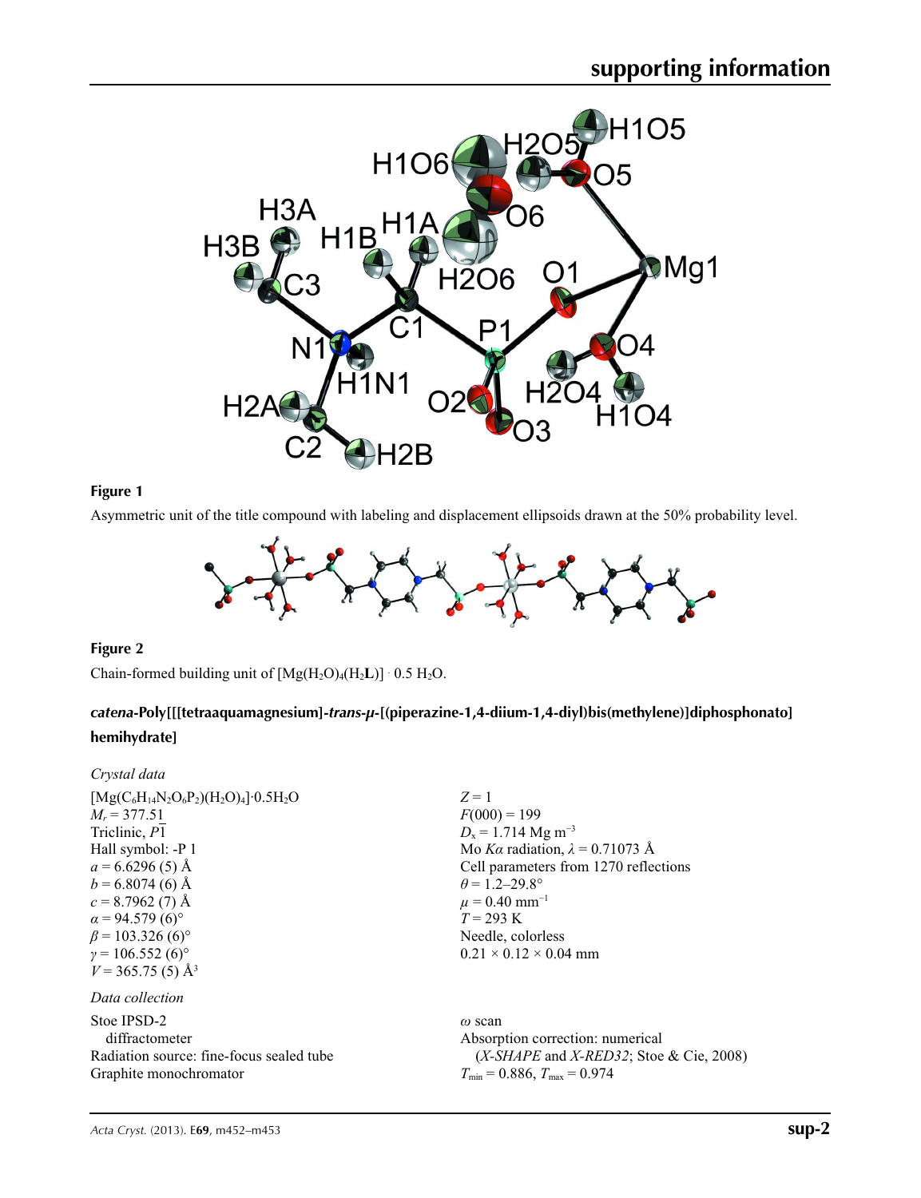**Figure 1**

Asymmetric unit of the title compound with labeling and displacement ellipsoids drawn at the 50% probability level.

**Figure 2**

Chain-formed building unit of $[Mg(H_2O)_4(H_2\mathbf{L})] \cdot 0.5 H_2O$.

## *catena*-Poly[[[tetraaquamagnesium]-*trans*-*μ*-[(piperazine-1,4-diium-1,4-diyl)bis(methylene)]diphosphonato] hemihydrate]

### *Crystal data*

$[Mg(C_6H_{14}N_2O_6P_2)(H_2O)_4]\cdot 0.5H_2O$
$M_r = 377.51$
Triclinic, $P\overline{1}$
Hall symbol: -P 1
$a = 6.6296$ (5) Å
$b = 6.8074$ (6) Å
$c = 8.7962$ (7) Å
$\alpha = 94.579$ (6)°
$\beta = 103.326$ (6)°
$\gamma = 106.552$ (6)°
$V = 365.75$ (5) Å$^3$
$Z = 1$
$F(000) = 199$
$D_x = 1.714$ Mg m$^{-3}$
Mo $K\alpha$ radiation, $\lambda = 0.71073$ Å
Cell parameters from 1270 reflections
$\theta = 1.2$–29.8°
$\mu = 0.40$ mm$^{-1}$
$T = 293$ K
Needle, colorless
$0.21 \times 0.12 \times 0.04$ mm

### *Data collection*

Stoe IPSD-2
 diffractometer
Radiation source: fine-focus sealed tube
Graphite monochromator
$\omega$ scan
Absorption correction: numerical
 (*X-SHAPE* and *X-RED32*; Stoe & Cie, 2008)
$T_{\min} = 0.886$, $T_{\max} = 0.974$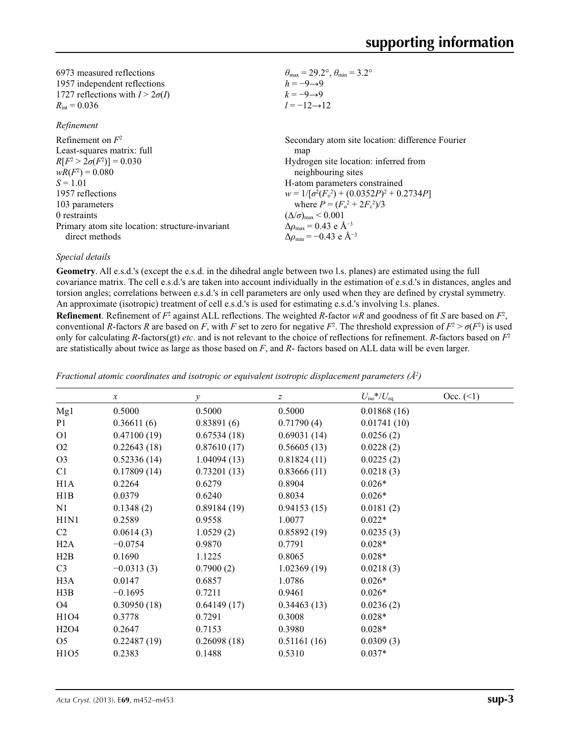| | |
|---|---|
| 6973 measured reflections | $\theta_{max} = 29.2°$, $\theta_{min} = 3.2°$ |
| 1957 independent reflections | $h = -9 \rightarrow 9$ |
| 1727 reflections with $I > 2\sigma(I)$ | $k = -9 \rightarrow 9$ |
| $R_{int} = 0.036$ | $l = -12 \rightarrow 12$ |

*Refinement*

| | |
|---|---|
| Refinement on $F^2$ | Secondary atom site location: difference Fourier map |
| Least-squares matrix: full | Hydrogen site location: inferred from neighbouring sites |
| $R[F^2 > 2\sigma(F^2)] = 0.030$ | H-atom parameters constrained |
| $wR(F^2) = 0.080$ | $w = 1/[\sigma^2(F_o^2) + (0.0352P)^2 + 0.2734P]$ where $P = (F_o^2 + 2F_c^2)/3$ |
| $S = 1.01$ | $(\Delta/\sigma)_{max} < 0.001$ |
| 1957 reflections | $\Delta\rho_{max} = 0.43$ e Å$^{-3}$ |
| 103 parameters | $\Delta\rho_{min} = -0.43$ e Å$^{-3}$ |
| 0 restraints | |
| Primary atom site location: structure-invariant direct methods | |

*Special details*

**Geometry**. All e.s.d.'s (except the e.s.d. in the dihedral angle between two l.s. planes) are estimated using the full covariance matrix. The cell e.s.d.'s are taken into account individually in the estimation of e.s.d.'s in distances, angles and torsion angles; correlations between e.s.d.'s in cell parameters are only used when they are defined by crystal symmetry. An approximate (isotropic) treatment of cell e.s.d.'s is used for estimating e.s.d.'s involving l.s. planes.

**Refinement**. Refinement of $F^2$ against ALL reflections. The weighted $R$-factor $wR$ and goodness of fit $S$ are based on $F^2$, conventional $R$-factors $R$ are based on $F$, with $F$ set to zero for negative $F^2$. The threshold expression of $F^2 > \sigma(F^2)$ is used only for calculating $R$-factors(gt) *etc*. and is not relevant to the choice of reflections for refinement. $R$-factors based on $F^2$ are statistically about twice as large as those based on $F$, and $R$- factors based on ALL data will be even larger.

*Fractional atomic coordinates and isotropic or equivalent isotropic displacement parameters (Å$^2$)*

| | $x$ | $y$ | $z$ | $U_{iso}$*/$U_{eq}$ | Occ. (<1) |
|---|---|---|---|---|---|
| Mg1 | 0.5000 | 0.5000 | 0.5000 | 0.01868 (16) | |
| P1 | 0.36611 (6) | 0.83891 (6) | 0.71790 (4) | 0.01741 (10) | |
| O1 | 0.47100 (19) | 0.67534 (18) | 0.69031 (14) | 0.0256 (2) | |
| O2 | 0.22643 (18) | 0.87610 (17) | 0.56605 (13) | 0.0228 (2) | |
| O3 | 0.52336 (14) | 1.04094 (13) | 0.81824 (11) | 0.0225 (2) | |
| C1 | 0.17809 (14) | 0.73201 (13) | 0.83666 (11) | 0.0218 (3) | |
| H1A | 0.2264 | 0.6279 | 0.8904 | 0.026* | |
| H1B | 0.0379 | 0.6240 | 0.8034 | 0.026* | |
| N1 | 0.1348 (2) | 0.89184 (19) | 0.94153 (15) | 0.0181 (2) | |
| H1N1 | 0.2589 | 0.9558 | 1.0077 | 0.022* | |
| C2 | 0.0614 (3) | 1.0529 (2) | 0.85892 (19) | 0.0235 (3) | |
| H2A | −0.0754 | 0.9870 | 0.7791 | 0.028* | |
| H2B | 0.1690 | 1.1225 | 0.8065 | 0.028* | |
| C3 | −0.0313 (3) | 0.7900 (2) | 1.02369 (19) | 0.0218 (3) | |
| H3A | 0.0147 | 0.6857 | 1.0786 | 0.026* | |
| H3B | −0.1695 | 0.7211 | 0.9461 | 0.026* | |
| O4 | 0.30950 (18) | 0.64149 (17) | 0.34463 (13) | 0.0236 (2) | |
| H1O4 | 0.3778 | 0.7291 | 0.3008 | 0.028* | |
| H2O4 | 0.2647 | 0.7153 | 0.3980 | 0.028* | |
| O5 | 0.22487 (19) | 0.26098 (18) | 0.51161 (16) | 0.0309 (3) | |
| H1O5 | 0.2383 | 0.1488 | 0.5310 | 0.037* | |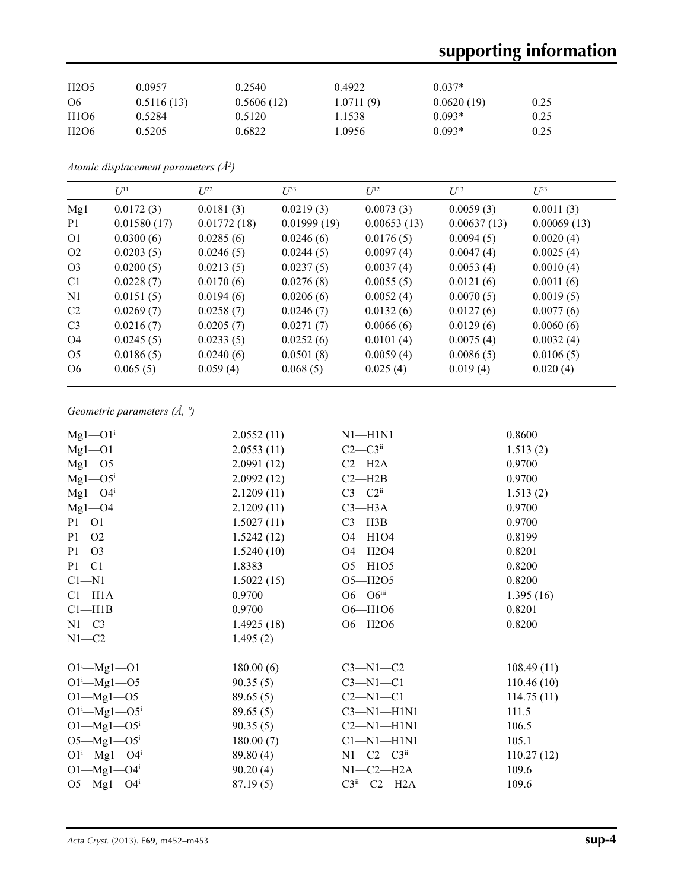| | | | | | |
|---|---|---|---|---|---|
| H2O5 | 0.0957 | 0.2540 | 0.4922 | 0.037* | |
| O6 | 0.5116 (13) | 0.5606 (12) | 1.0711 (9) | 0.0620 (19) | 0.25 |
| H1O6 | 0.5284 | 0.5120 | 1.1538 | 0.093* | 0.25 |
| H2O6 | 0.5205 | 0.6822 | 1.0956 | 0.093* | 0.25 |

*Atomic displacement parameters (Å²)*

| | $U^{11}$ | $U^{22}$ | $U^{33}$ | $U^{12}$ | $U^{13}$ | $U^{23}$ |
|---|---|---|---|---|---|---|
| Mg1 | 0.0172 (3) | 0.0181 (3) | 0.0219 (3) | 0.0073 (3) | 0.0059 (3) | 0.0011 (3) |
| P1 | 0.01580 (17) | 0.01772 (18) | 0.01999 (19) | 0.00653 (13) | 0.00637 (13) | 0.00069 (13) |
| O1 | 0.0300 (6) | 0.0285 (6) | 0.0246 (6) | 0.0176 (5) | 0.0094 (5) | 0.0020 (4) |
| O2 | 0.0203 (5) | 0.0246 (5) | 0.0244 (5) | 0.0097 (4) | 0.0047 (4) | 0.0025 (4) |
| O3 | 0.0200 (5) | 0.0213 (5) | 0.0237 (5) | 0.0037 (4) | 0.0053 (4) | 0.0010 (4) |
| C1 | 0.0228 (7) | 0.0170 (6) | 0.0276 (8) | 0.0055 (5) | 0.0121 (6) | 0.0011 (6) |
| N1 | 0.0151 (5) | 0.0194 (6) | 0.0206 (6) | 0.0052 (4) | 0.0070 (5) | 0.0019 (5) |
| C2 | 0.0269 (7) | 0.0258 (7) | 0.0246 (7) | 0.0132 (6) | 0.0127 (6) | 0.0077 (6) |
| C3 | 0.0216 (7) | 0.0205 (7) | 0.0271 (7) | 0.0066 (6) | 0.0129 (6) | 0.0060 (6) |
| O4 | 0.0245 (5) | 0.0233 (5) | 0.0252 (6) | 0.0101 (4) | 0.0075 (4) | 0.0032 (4) |
| O5 | 0.0186 (5) | 0.0240 (6) | 0.0501 (8) | 0.0059 (4) | 0.0086 (5) | 0.0106 (5) |
| O6 | 0.065 (5) | 0.059 (4) | 0.068 (5) | 0.025 (4) | 0.019 (4) | 0.020 (4) |

*Geometric parameters (Å, º)*

| | | | |
|---|---|---|---|
| Mg1—O1ⁱ | 2.0552 (11) | N1—H1N1 | 0.8600 |
| Mg1—O1 | 2.0553 (11) | C2—C3ⁱⁱ | 1.513 (2) |
| Mg1—O5 | 2.0991 (12) | C2—H2A | 0.9700 |
| Mg1—O5ⁱ | 2.0992 (12) | C2—H2B | 0.9700 |
| Mg1—O4ⁱ | 2.1209 (11) | C3—C2ⁱⁱ | 1.513 (2) |
| Mg1—O4 | 2.1209 (11) | C3—H3A | 0.9700 |
| P1—O1 | 1.5027 (11) | C3—H3B | 0.9700 |
| P1—O2 | 1.5242 (12) | O4—H1O4 | 0.8199 |
| P1—O3 | 1.5240 (10) | O4—H2O4 | 0.8201 |
| P1—C1 | 1.8383 | O5—H1O5 | 0.8200 |
| C1—N1 | 1.5022 (15) | O5—H2O5 | 0.8200 |
| C1—H1A | 0.9700 | O6—O6ⁱⁱⁱ | 1.395 (16) |
| C1—H1B | 0.9700 | O6—H1O6 | 0.8201 |
| N1—C3 | 1.4925 (18) | O6—H2O6 | 0.8200 |
| N1—C2 | 1.495 (2) | | |
| | | | |
| O1ⁱ—Mg1—O1 | 180.00 (6) | C3—N1—C2 | 108.49 (11) |
| O1ⁱ—Mg1—O5 | 90.35 (5) | C3—N1—C1 | 110.46 (10) |
| O1—Mg1—O5 | 89.65 (5) | C2—N1—C1 | 114.75 (11) |
| O1ⁱ—Mg1—O5ⁱ | 89.65 (5) | C3—N1—H1N1 | 111.5 |
| O1—Mg1—O5ⁱ | 90.35 (5) | C2—N1—H1N1 | 106.5 |
| O5—Mg1—O5ⁱ | 180.00 (7) | C1—N1—H1N1 | 105.1 |
| O1ⁱ—Mg1—O4ⁱ | 89.80 (4) | N1—C2—C3ⁱⁱ | 110.27 (12) |
| O1—Mg1—O4ⁱ | 90.20 (4) | N1—C2—H2A | 109.6 |
| O5—Mg1—O4ⁱ | 87.19 (5) | C3ⁱⁱ—C2—H2A | 109.6 |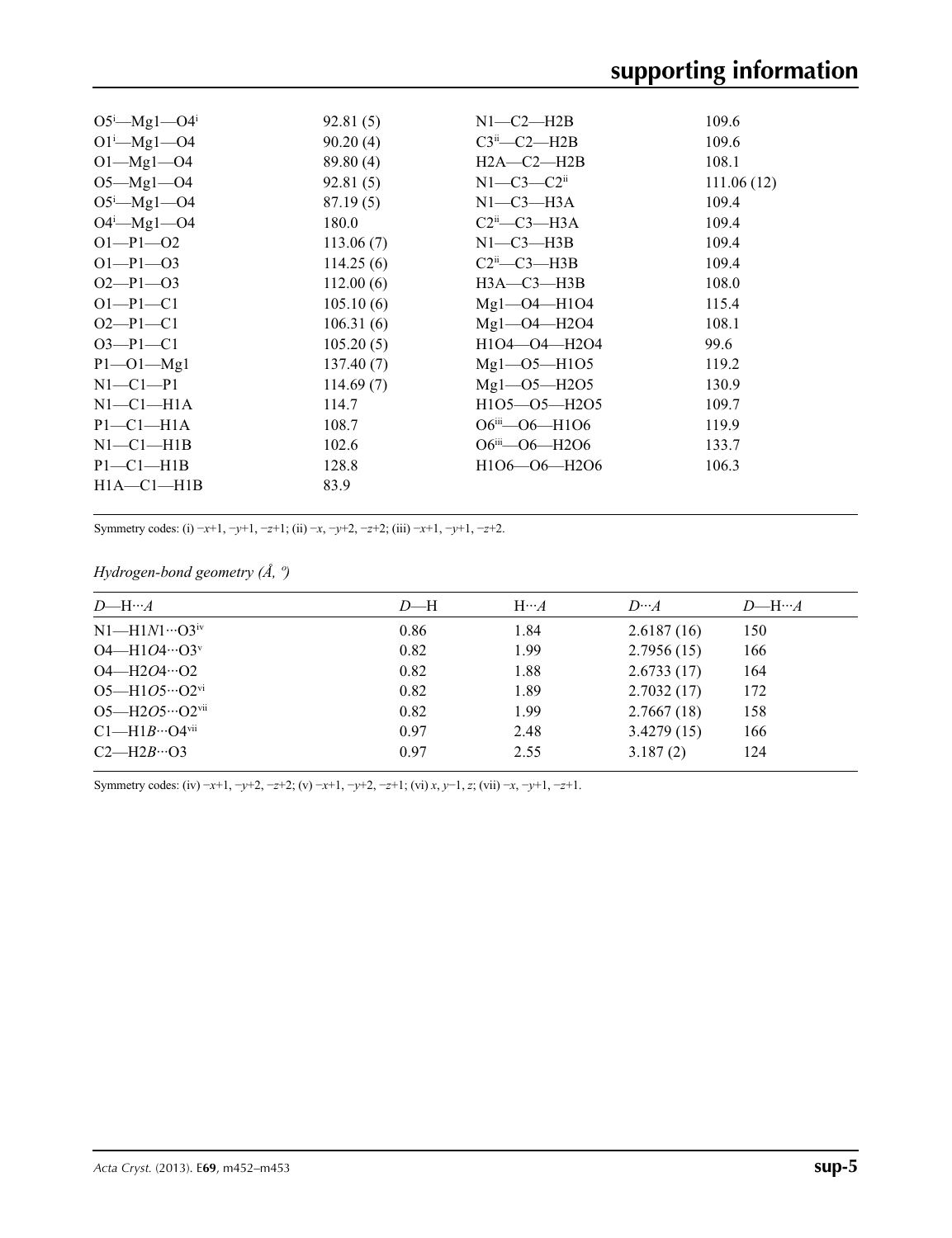| | | | |
|---|---|---|---|
| O5$^{i}$—Mg1—O4$^{i}$ | 92.81 (5) | N1—C2—H2B | 109.6 |
| O1$^{i}$—Mg1—O4 | 90.20 (4) | C3$^{ii}$—C2—H2B | 109.6 |
| O1—Mg1—O4 | 89.80 (4) | H2A—C2—H2B | 108.1 |
| O5—Mg1—O4 | 92.81 (5) | N1—C3—C2$^{ii}$ | 111.06 (12) |
| O5$^{i}$—Mg1—O4 | 87.19 (5) | N1—C3—H3A | 109.4 |
| O4$^{i}$—Mg1—O4 | 180.0 | C2$^{ii}$—C3—H3A | 109.4 |
| O1—P1—O2 | 113.06 (7) | N1—C3—H3B | 109.4 |
| O1—P1—O3 | 114.25 (6) | C2$^{ii}$—C3—H3B | 109.4 |
| O2—P1—O3 | 112.00 (6) | H3A—C3—H3B | 108.0 |
| O1—P1—C1 | 105.10 (6) | Mg1—O4—H1O4 | 115.4 |
| O2—P1—C1 | 106.31 (6) | Mg1—O4—H2O4 | 108.1 |
| O3—P1—C1 | 105.20 (5) | H1O4—O4—H2O4 | 99.6 |
| P1—O1—Mg1 | 137.40 (7) | Mg1—O5—H1O5 | 119.2 |
| N1—C1—P1 | 114.69 (7) | Mg1—O5—H2O5 | 130.9 |
| N1—C1—H1A | 114.7 | H1O5—O5—H2O5 | 109.7 |
| P1—C1—H1A | 108.7 | O6$^{iii}$—O6—H1O6 | 119.9 |
| N1—C1—H1B | 102.6 | O6$^{iii}$—O6—H2O6 | 133.7 |
| P1—C1—H1B | 128.8 | H1O6—O6—H2O6 | 106.3 |
| H1A—C1—H1B | 83.9 | | |

Symmetry codes: (i) −x+1, −y+1, −z+1; (ii) −x, −y+2, −z+2; (iii) −x+1, −y+1, −z+2.

*Hydrogen-bond geometry (Å, º)*

| *D*—H···*A* | *D*—H | H···*A* | *D*···*A* | *D*—H···*A* |
|---|---|---|---|---|
| N1—H1*N*1···O3$^{iv}$ | 0.86 | 1.84 | 2.6187 (16) | 150 |
| O4—H1*O*4···O3$^{v}$ | 0.82 | 1.99 | 2.7956 (15) | 166 |
| O4—H2*O*4···O2 | 0.82 | 1.88 | 2.6733 (17) | 164 |
| O5—H1*O*5···O2$^{vi}$ | 0.82 | 1.89 | 2.7032 (17) | 172 |
| O5—H2*O*5···O2$^{vii}$ | 0.82 | 1.99 | 2.7667 (18) | 158 |
| C1—H1*B*···O4$^{vii}$ | 0.97 | 2.48 | 3.4279 (15) | 166 |
| C2—H2*B*···O3 | 0.97 | 2.55 | 3.187 (2) | 124 |

Symmetry codes: (iv) −x+1, −y+2, −z+2; (v) −x+1, −y+2, −z+1; (vi) x, y−1, z; (vii) −x, −y+1, −z+1.